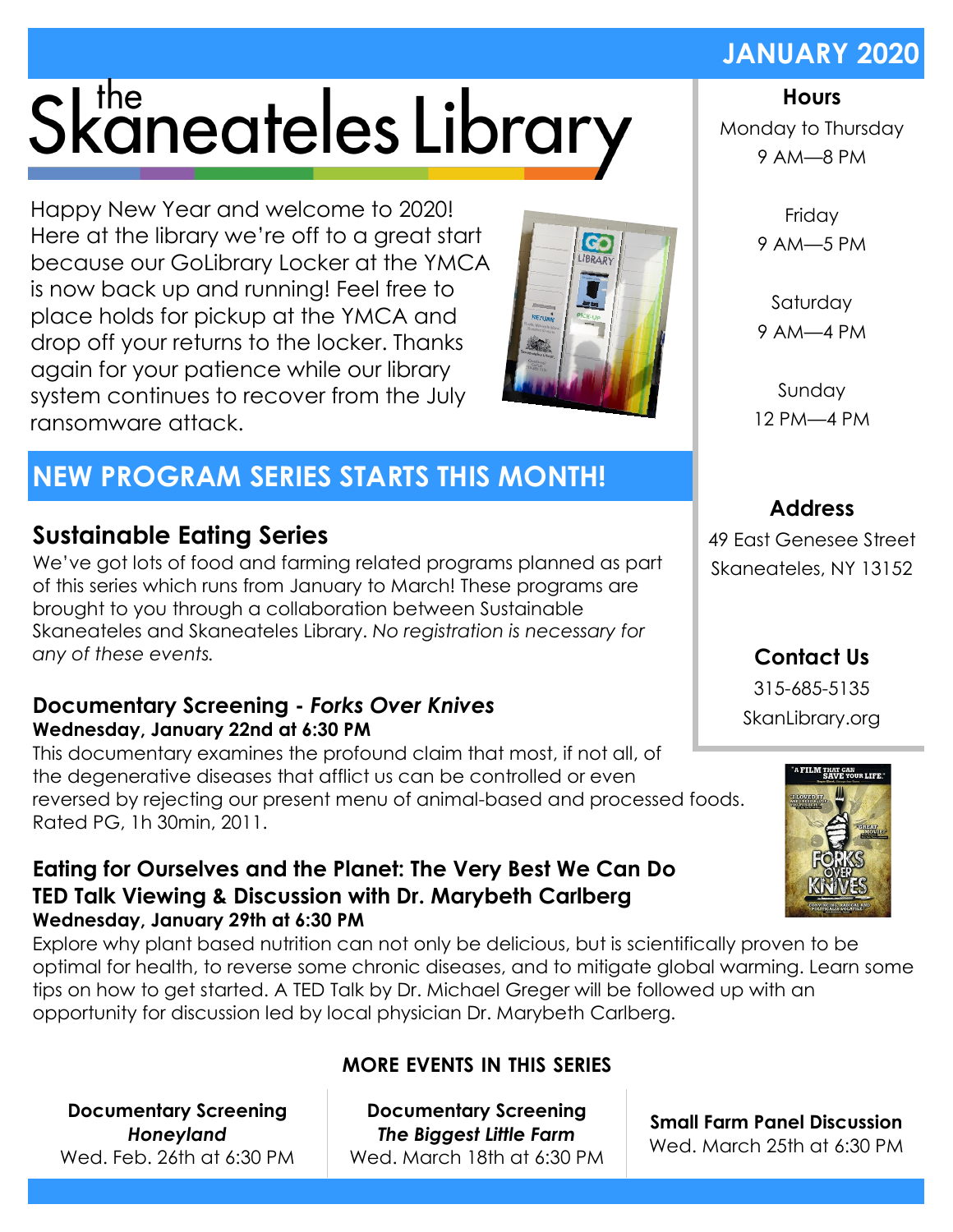# the Skaneateles Library

**JANUARY 2020**

Happy New Year and welcome to 2020! Here at the library we're off to a great start because our GoLibrary Locker at the YMCA is now back up and running! Feel free to place holds for pickup at the YMCA and drop off your returns to the locker. Thanks again for your patience while our library system continues to recover from the July ransomware attack.

**Hours**

Monday to Thursday
9 AM—8 PM

Friday
9 AM—5 PM

Saturday
9 AM—4 PM

Sunday
12 PM—4 PM

**Address**

49 East Genesee Street
Skaneateles, NY 13152

**Contact Us**

315-685-5135
SkanLibrary.org

## NEW PROGRAM SERIES STARTS THIS MONTH!

### Sustainable Eating Series

We've got lots of food and farming related programs planned as part of this series which runs from January to March! These programs are brought to you through a collaboration between Sustainable Skaneateles and Skaneateles Library. *No registration is necessary for any of these events.*

#### Documentary Screening - *Forks Over Knives*

**Wednesday, January 22nd at 6:30 PM**

This documentary examines the profound claim that most, if not all, of the degenerative diseases that afflict us can be controlled or even reversed by rejecting our present menu of animal-based and processed foods. Rated PG, 1h 30min, 2011.

#### Eating for Ourselves and the Planet: The Very Best We Can Do TED Talk Viewing & Discussion with Dr. Marybeth Carlberg

**Wednesday, January 29th at 6:30 PM**

Explore why plant based nutrition can not only be delicious, but is scientifically proven to be optimal for health, to reverse some chronic diseases, and to mitigate global warming. Learn some tips on how to get started. A TED Talk by Dr. Michael Greger will be followed up with an opportunity for discussion led by local physician Dr. Marybeth Carlberg.

#### MORE EVENTS IN THIS SERIES

**Documentary Screening *Honeyland***
Wed. Feb. 26th at 6:30 PM

**Documentary Screening *The Biggest Little Farm***
Wed. March 18th at 6:30 PM

**Small Farm Panel Discussion**
Wed. March 25th at 6:30 PM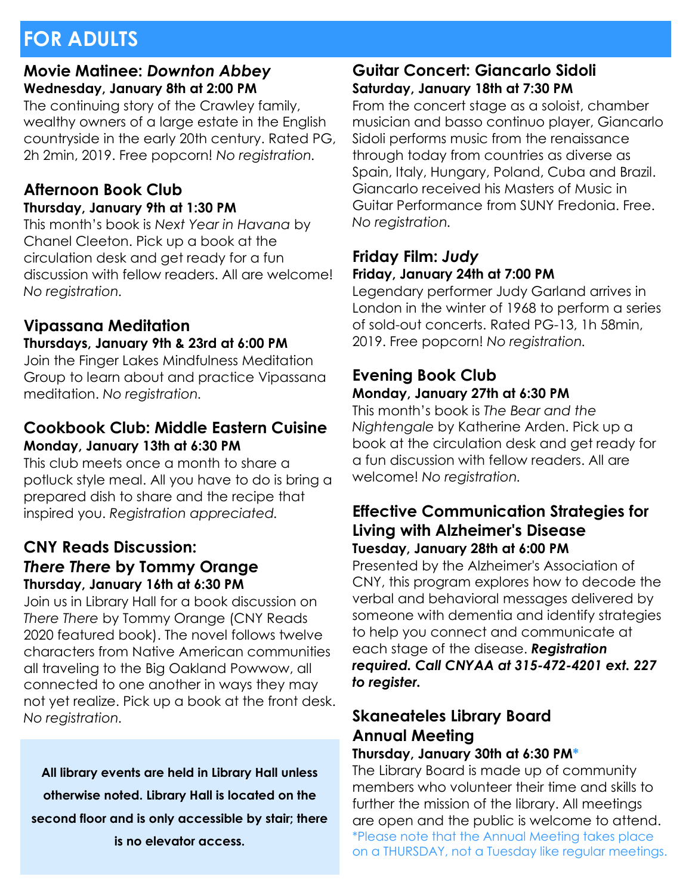# FOR ADULTS

## Movie Matinee: *Downton Abbey*

**Wednesday, January 8th at 2:00 PM**

The continuing story of the Crawley family, wealthy owners of a large estate in the English countryside in the early 20th century. Rated PG, 2h 2min, 2019. Free popcorn! *No registration.*

## Afternoon Book Club

**Thursday, January 9th at 1:30 PM**

This month's book is *Next Year in Havana* by Chanel Cleeton. Pick up a book at the circulation desk and get ready for a fun discussion with fellow readers. All are welcome! *No registration.*

## Vipassana Meditation

**Thursdays, January 9th & 23rd at 6:00 PM**

Join the Finger Lakes Mindfulness Meditation Group to learn about and practice Vipassana meditation. *No registration.*

## Cookbook Club: Middle Eastern Cuisine

**Monday, January 13th at 6:30 PM**

This club meets once a month to share a potluck style meal. All you have to do is bring a prepared dish to share and the recipe that inspired you. *Registration appreciated.*

## CNY Reads Discussion: *There There* by Tommy Orange

**Thursday, January 16th at 6:30 PM**

Join us in Library Hall for a book discussion on *There There* by Tommy Orange (CNY Reads 2020 featured book). The novel follows twelve characters from Native American communities all traveling to the Big Oakland Powwow, all connected to one another in ways they may not yet realize. Pick up a book at the front desk. *No registration.*

**All library events are held in Library Hall unless otherwise noted. Library Hall is located on the second floor and is only accessible by stair; there is no elevator access.**

## Guitar Concert: Giancarlo Sidoli

**Saturday, January 18th at 7:30 PM**

From the concert stage as a soloist, chamber musician and basso continuo player, Giancarlo Sidoli performs music from the renaissance through today from countries as diverse as Spain, Italy, Hungary, Poland, Cuba and Brazil. Giancarlo received his Masters of Music in Guitar Performance from SUNY Fredonia. Free. *No registration.*

## Friday Film: *Judy*

**Friday, January 24th at 7:00 PM**

Legendary performer Judy Garland arrives in London in the winter of 1968 to perform a series of sold-out concerts. Rated PG-13, 1h 58min, 2019. Free popcorn! *No registration.*

## Evening Book Club

**Monday, January 27th at 6:30 PM**

This month's book is *The Bear and the Nightengale* by Katherine Arden. Pick up a book at the circulation desk and get ready for a fun discussion with fellow readers. All are welcome! *No registration.*

## Effective Communication Strategies for Living with Alzheimer's Disease

**Tuesday, January 28th at 6:00 PM**

Presented by the Alzheimer's Association of CNY, this program explores how to decode the verbal and behavioral messages delivered by someone with dementia and identify strategies to help you connect and communicate at each stage of the disease. ***Registration required. Call CNYAA at 315-472-4201 ext. 227 to register.***

## Skaneateles Library Board Annual Meeting

**Thursday, January 30th at 6:30 PM***

The Library Board is made up of community members who volunteer their time and skills to further the mission of the library. All meetings are open and the public is welcome to attend.

*Please note that the Annual Meeting takes place on a THURSDAY, not a Tuesday like regular meetings.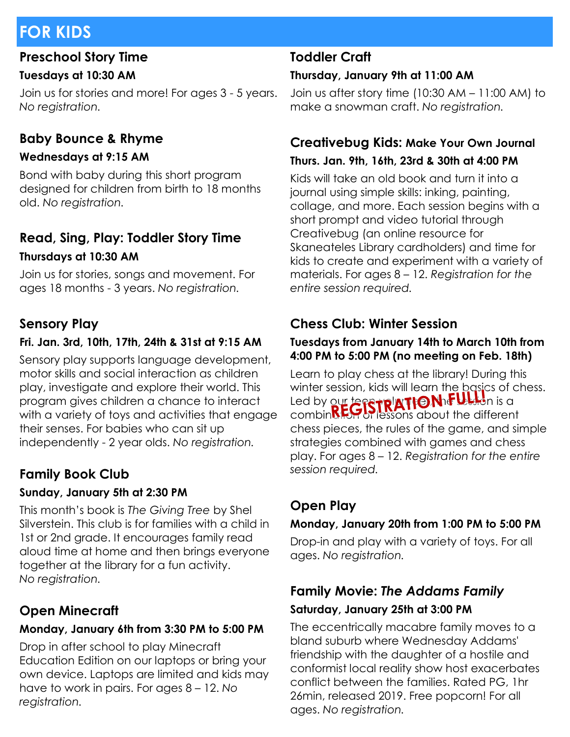# FOR KIDS

## Preschool Story Time

**Tuesdays at 10:30 AM**

Join us for stories and more! For ages 3 - 5 years. *No registration.*

## Baby Bounce & Rhyme

**Wednesdays at 9:15 AM**

Bond with baby during this short program designed for children from birth to 18 months old. *No registration.*

## Read, Sing, Play: Toddler Story Time

**Thursdays at 10:30 AM**

Join us for stories, songs and movement. For ages 18 months - 3 years. *No registration.*

## Sensory Play

**Fri. Jan. 3rd, 10th, 17th, 24th & 31st at 9:15 AM**

Sensory play supports language development, motor skills and social interaction as children play, investigate and explore their world. This program gives children a chance to interact with a variety of toys and activities that engage their senses. For babies who can sit up independently - 2 year olds. *No registration.*

## Family Book Club

**Sunday, January 5th at 2:30 PM**

This month's book is *The Giving Tree* by Shel Silverstein. This club is for families with a child in 1st or 2nd grade. It encourages family read aloud time at home and then brings everyone together at the library for a fun activity. *No registration.*

## Open Minecraft

**Monday, January 6th from 3:30 PM to 5:00 PM**

Drop in after school to play Minecraft Education Edition on our laptops or bring your own device. Laptops are limited and kids may have to work in pairs. For ages 8 – 12. *No registration.*

## Toddler Craft

**Thursday, January 9th at 11:00 AM**

Join us after story time (10:30 AM – 11:00 AM) to make a snowman craft. *No registration.*

## Creativebug Kids: Make Your Own Journal

**Thurs. Jan. 9th, 16th, 23rd & 30th at 4:00 PM**

Kids will take an old book and turn it into a journal using simple skills: inking, painting, collage, and more. Each session begins with a short prompt and video tutorial through Creativebug (an online resource for Skaneateles Library cardholders) and time for kids to create and experiment with a variety of materials. For ages 8 – 12. *Registration for the entire session required.*

## Chess Club: Winter Session

**Tuesdays from January 14th to March 10th from 4:00 PM to 5:00 PM (no meeting on Feb. 18th)**

**REGISTRATION FULL!**

Learn to play chess at the library! During this winter session, kids will learn the basics of chess. Led by our teen volunteer, the session is a combination of lessons about the different chess pieces, the rules of the game, and simple strategies combined with games and chess play. For ages 8 – 12. *Registration for the entire session required.*

## Open Play

**Monday, January 20th from 1:00 PM to 5:00 PM**

Drop-in and play with a variety of toys. For all ages. *No registration.*

## Family Movie: *The Addams Family*

**Saturday, January 25th at 3:00 PM**

The eccentrically macabre family moves to a bland suburb where Wednesday Addams' friendship with the daughter of a hostile and conformist local reality show host exacerbates conflict between the families. Rated PG, 1hr 26min, released 2019. Free popcorn! For all ages. *No registration.*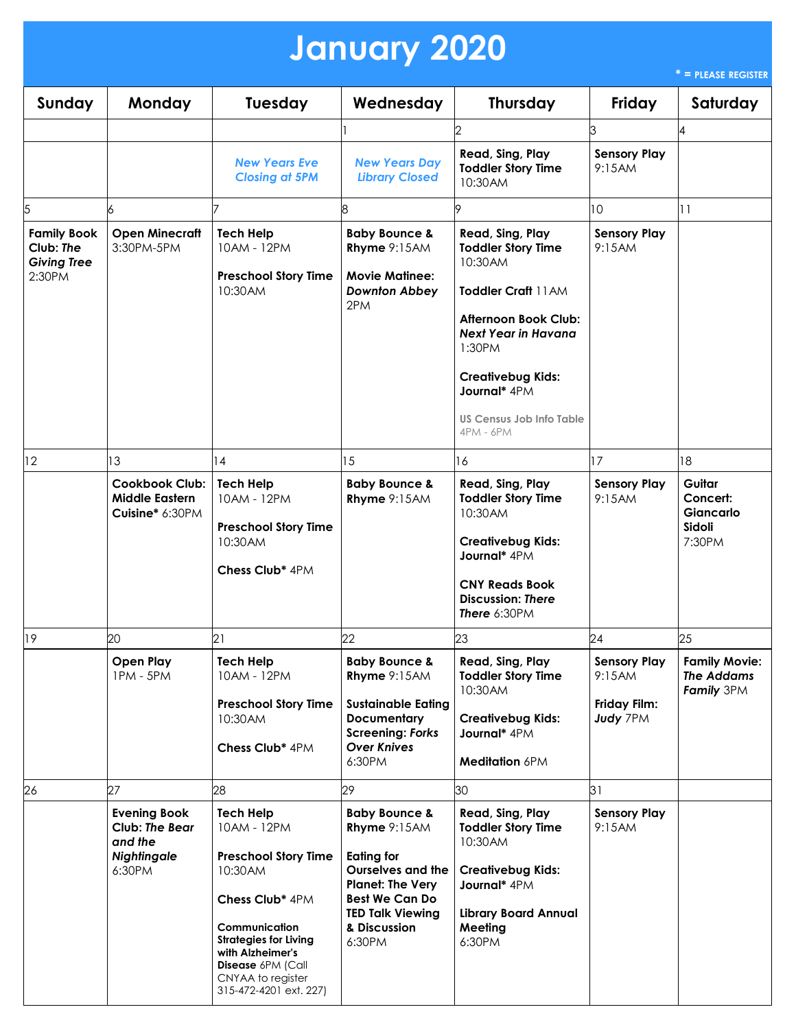# January 2020

\* = PLEASE REGISTER

| Sunday | Monday | Tuesday | Wednesday | Thursday | Friday | Saturday |
|---|---|---|---|---|---|---|
| | | | 1 | 2 | 3 | 4 |
| | | *New Years Eve Closing at 5PM* | *New Years Day Library Closed* | **Read, Sing, Play Toddler Story Time** 10:30AM | **Sensory Play** 9:15AM | |
| 5 | 6 | 7 | 8 | 9 | 10 | 11 |
| **Family Book Club: *The Giving Tree*** 2:30PM | **Open Minecraft** 3:30PM-5PM | **Tech Help** 10AM - 12PM<br><br>**Preschool Story Time** 10:30AM | **Baby Bounce & Rhyme** 9:15AM<br><br>**Movie Matinee: *Downton Abbey*** 2PM | **Read, Sing, Play Toddler Story Time** 10:30AM<br><br>**Toddler Craft** 11AM<br><br>**Afternoon Book Club: *Next Year in Havana*** 1:30PM<br><br>**Creativebug Kids: Journal*** 4PM<br><br>US Census Job Info Table 4PM - 6PM | **Sensory Play** 9:15AM | |
| 12 | 13 | 14 | 15 | 16 | 17 | 18 |
| | **Cookbook Club: Middle Eastern Cuisine*** 6:30PM | **Tech Help** 10AM - 12PM<br><br>**Preschool Story Time** 10:30AM<br><br>**Chess Club*** 4PM | **Baby Bounce & Rhyme** 9:15AM | **Read, Sing, Play Toddler Story Time** 10:30AM<br><br>**Creativebug Kids: Journal*** 4PM<br><br>**CNY Reads Book Discussion: *There There*** 6:30PM | **Sensory Play** 9:15AM | **Guitar Concert: Giancarlo Sidoli** 7:30PM |
| 19 | 20 | 21 | 22 | 23 | 24 | 25 |
| | **Open Play** 1PM - 5PM | **Tech Help** 10AM - 12PM<br><br>**Preschool Story Time** 10:30AM<br><br>**Chess Club*** 4PM | **Baby Bounce & Rhyme** 9:15AM<br><br>**Sustainable Eating Documentary Screening: *Forks Over Knives*** 6:30PM | **Read, Sing, Play Toddler Story Time** 10:30AM<br><br>**Creativebug Kids: Journal*** 4PM<br><br>**Meditation** 6PM | **Sensory Play** 9:15AM<br><br>**Friday Film: *Judy*** 7PM | **Family Movie: *The Addams Family*** 3PM |
| 26 | 27 | 28 | 29 | 30 | 31 | |
| | **Evening Book Club: *The Bear and the Nightingale*** 6:30PM | **Tech Help** 10AM - 12PM<br><br>**Preschool Story Time** 10:30AM<br><br>**Chess Club*** 4PM<br><br>**Communication Strategies for Living with Alzheimer's Disease** 6PM (Call CNYAA to register 315-472-4201 ext. 227) | **Baby Bounce & Rhyme** 9:15AM<br><br>**Eating for Ourselves and the Planet: The Very Best We Can Do TED Talk Viewing & Discussion** 6:30PM | **Read, Sing, Play Toddler Story Time** 10:30AM<br><br>**Creativebug Kids: Journal*** 4PM<br><br>**Library Board Annual Meeting** 6:30PM | **Sensory Play** 9:15AM | |